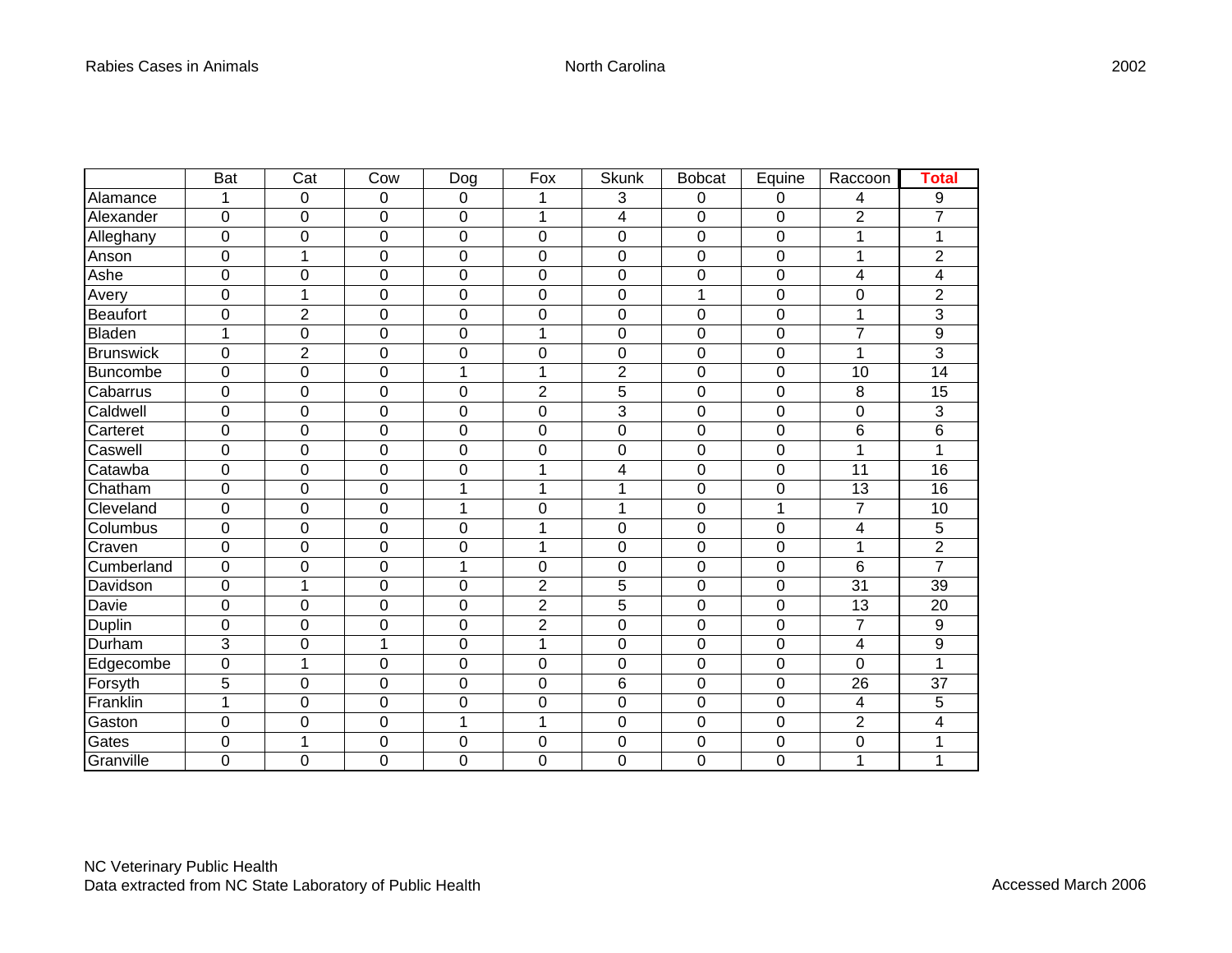Rabies Cases in Animals North Carolina 2002

| | Bat | Cat | Cow | Dog | Fox | Skunk | Bobcat | Equine | Raccoon | Total |
|---|---|---|---|---|---|---|---|---|---|---|
| Alamance | 1 | 0 | 0 | 0 | 1 | 3 | 0 | 0 | 4 | 9 |
| Alexander | 0 | 0 | 0 | 0 | 1 | 4 | 0 | 0 | 2 | 7 |
| Alleghany | 0 | 0 | 0 | 0 | 0 | 0 | 0 | 0 | 1 | 1 |
| Anson | 0 | 1 | 0 | 0 | 0 | 0 | 0 | 0 | 1 | 2 |
| Ashe | 0 | 0 | 0 | 0 | 0 | 0 | 0 | 0 | 4 | 4 |
| Avery | 0 | 1 | 0 | 0 | 0 | 0 | 1 | 0 | 0 | 2 |
| Beaufort | 0 | 2 | 0 | 0 | 0 | 0 | 0 | 0 | 1 | 3 |
| Bladen | 1 | 0 | 0 | 0 | 1 | 0 | 0 | 0 | 7 | 9 |
| Brunswick | 0 | 2 | 0 | 0 | 0 | 0 | 0 | 0 | 1 | 3 |
| Buncombe | 0 | 0 | 0 | 1 | 1 | 2 | 0 | 0 | 10 | 14 |
| Cabarrus | 0 | 0 | 0 | 0 | 2 | 5 | 0 | 0 | 8 | 15 |
| Caldwell | 0 | 0 | 0 | 0 | 0 | 3 | 0 | 0 | 0 | 3 |
| Carteret | 0 | 0 | 0 | 0 | 0 | 0 | 0 | 0 | 6 | 6 |
| Caswell | 0 | 0 | 0 | 0 | 0 | 0 | 0 | 0 | 1 | 1 |
| Catawba | 0 | 0 | 0 | 0 | 1 | 4 | 0 | 0 | 11 | 16 |
| Chatham | 0 | 0 | 0 | 1 | 1 | 1 | 0 | 0 | 13 | 16 |
| Cleveland | 0 | 0 | 0 | 1 | 0 | 1 | 0 | 1 | 7 | 10 |
| Columbus | 0 | 0 | 0 | 0 | 1 | 0 | 0 | 0 | 4 | 5 |
| Craven | 0 | 0 | 0 | 0 | 1 | 0 | 0 | 0 | 1 | 2 |
| Cumberland | 0 | 0 | 0 | 1 | 0 | 0 | 0 | 0 | 6 | 7 |
| Davidson | 0 | 1 | 0 | 0 | 2 | 5 | 0 | 0 | 31 | 39 |
| Davie | 0 | 0 | 0 | 0 | 2 | 5 | 0 | 0 | 13 | 20 |
| Duplin | 0 | 0 | 0 | 0 | 2 | 0 | 0 | 0 | 7 | 9 |
| Durham | 3 | 0 | 1 | 0 | 1 | 0 | 0 | 0 | 4 | 9 |
| Edgecombe | 0 | 1 | 0 | 0 | 0 | 0 | 0 | 0 | 0 | 1 |
| Forsyth | 5 | 0 | 0 | 0 | 0 | 6 | 0 | 0 | 26 | 37 |
| Franklin | 1 | 0 | 0 | 0 | 0 | 0 | 0 | 0 | 4 | 5 |
| Gaston | 0 | 0 | 0 | 1 | 1 | 0 | 0 | 0 | 2 | 4 |
| Gates | 0 | 1 | 0 | 0 | 0 | 0 | 0 | 0 | 0 | 1 |
| Granville | 0 | 0 | 0 | 0 | 0 | 0 | 0 | 0 | 1 | 1 |

NC Veterinary Public Health
Data extracted from NC State Laboratory of Public Health

Accessed March 2006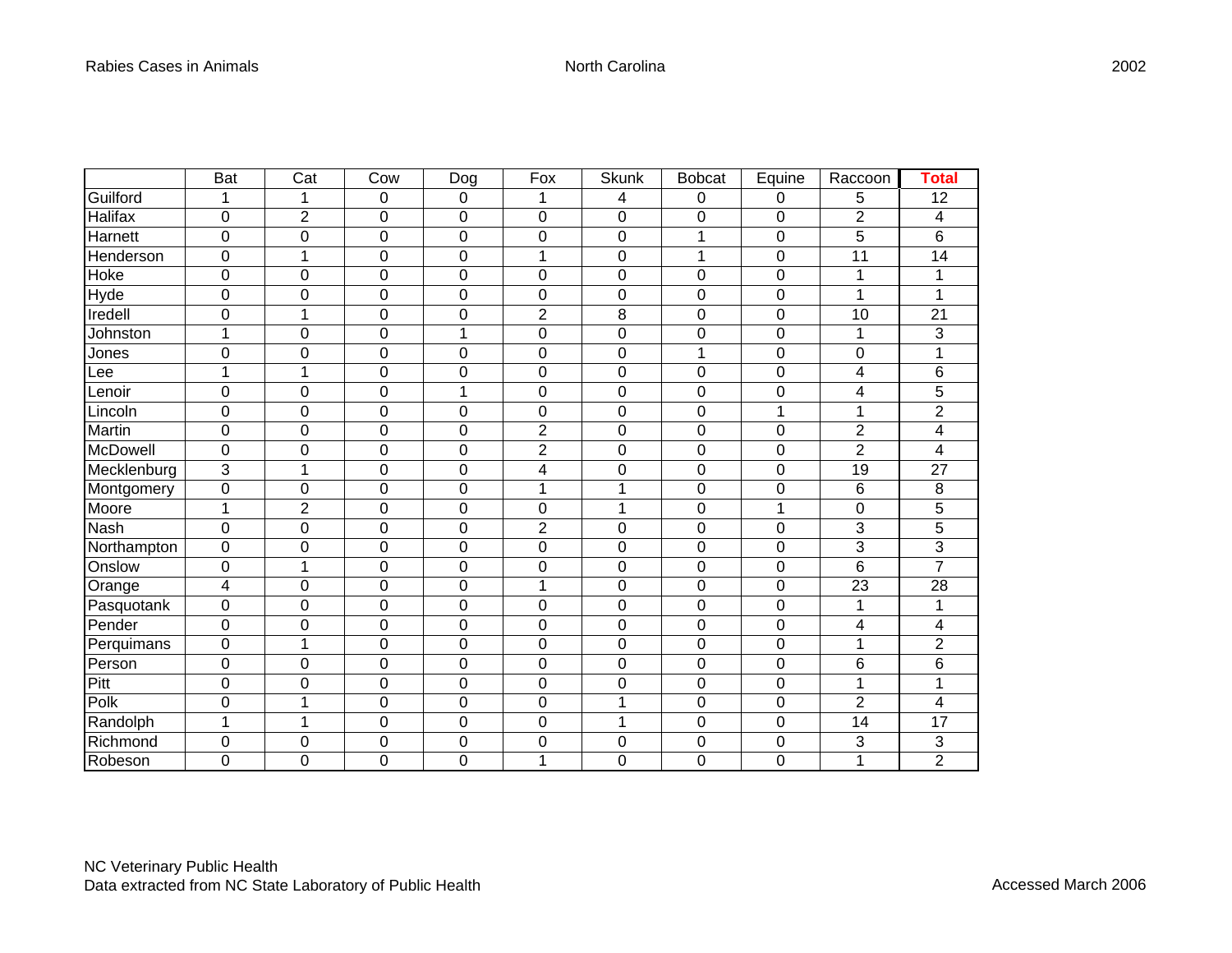| | Bat | Cat | Cow | Dog | Fox | Skunk | Bobcat | Equine | Raccoon | **Total** |
|---|---|---|---|---|---|---|---|---|---|---|
| Guilford | 1 | 1 | 0 | 0 | 1 | 4 | 0 | 0 | 5 | 12 |
| Halifax | 0 | 2 | 0 | 0 | 0 | 0 | 0 | 0 | 2 | 4 |
| Harnett | 0 | 0 | 0 | 0 | 0 | 0 | 1 | 0 | 5 | 6 |
| Henderson | 0 | 1 | 0 | 0 | 1 | 0 | 1 | 0 | 11 | 14 |
| Hoke | 0 | 0 | 0 | 0 | 0 | 0 | 0 | 0 | 1 | 1 |
| Hyde | 0 | 0 | 0 | 0 | 0 | 0 | 0 | 0 | 1 | 1 |
| Iredell | 0 | 1 | 0 | 0 | 2 | 8 | 0 | 0 | 10 | 21 |
| Johnston | 1 | 0 | 0 | 1 | 0 | 0 | 0 | 0 | 1 | 3 |
| Jones | 0 | 0 | 0 | 0 | 0 | 0 | 1 | 0 | 0 | 1 |
| Lee | 1 | 1 | 0 | 0 | 0 | 0 | 0 | 0 | 4 | 6 |
| Lenoir | 0 | 0 | 0 | 1 | 0 | 0 | 0 | 0 | 4 | 5 |
| Lincoln | 0 | 0 | 0 | 0 | 0 | 0 | 0 | 1 | 1 | 2 |
| Martin | 0 | 0 | 0 | 0 | 2 | 0 | 0 | 0 | 2 | 4 |
| McDowell | 0 | 0 | 0 | 0 | 2 | 0 | 0 | 0 | 2 | 4 |
| Mecklenburg | 3 | 1 | 0 | 0 | 4 | 0 | 0 | 0 | 19 | 27 |
| Montgomery | 0 | 0 | 0 | 0 | 1 | 1 | 0 | 0 | 6 | 8 |
| Moore | 1 | 2 | 0 | 0 | 0 | 1 | 0 | 1 | 0 | 5 |
| Nash | 0 | 0 | 0 | 0 | 2 | 0 | 0 | 0 | 3 | 5 |
| Northampton | 0 | 0 | 0 | 0 | 0 | 0 | 0 | 0 | 3 | 3 |
| Onslow | 0 | 1 | 0 | 0 | 0 | 0 | 0 | 0 | 6 | 7 |
| Orange | 4 | 0 | 0 | 0 | 1 | 0 | 0 | 0 | 23 | 28 |
| Pasquotank | 0 | 0 | 0 | 0 | 0 | 0 | 0 | 0 | 1 | 1 |
| Pender | 0 | 0 | 0 | 0 | 0 | 0 | 0 | 0 | 4 | 4 |
| Perquimans | 0 | 1 | 0 | 0 | 0 | 0 | 0 | 0 | 1 | 2 |
| Person | 0 | 0 | 0 | 0 | 0 | 0 | 0 | 0 | 6 | 6 |
| Pitt | 0 | 0 | 0 | 0 | 0 | 0 | 0 | 0 | 1 | 1 |
| Polk | 0 | 1 | 0 | 0 | 0 | 1 | 0 | 0 | 2 | 4 |
| Randolph | 1 | 1 | 0 | 0 | 0 | 1 | 0 | 0 | 14 | 17 |
| Richmond | 0 | 0 | 0 | 0 | 0 | 0 | 0 | 0 | 3 | 3 |
| Robeson | 0 | 0 | 0 | 0 | 1 | 0 | 0 | 0 | 1 | 2 |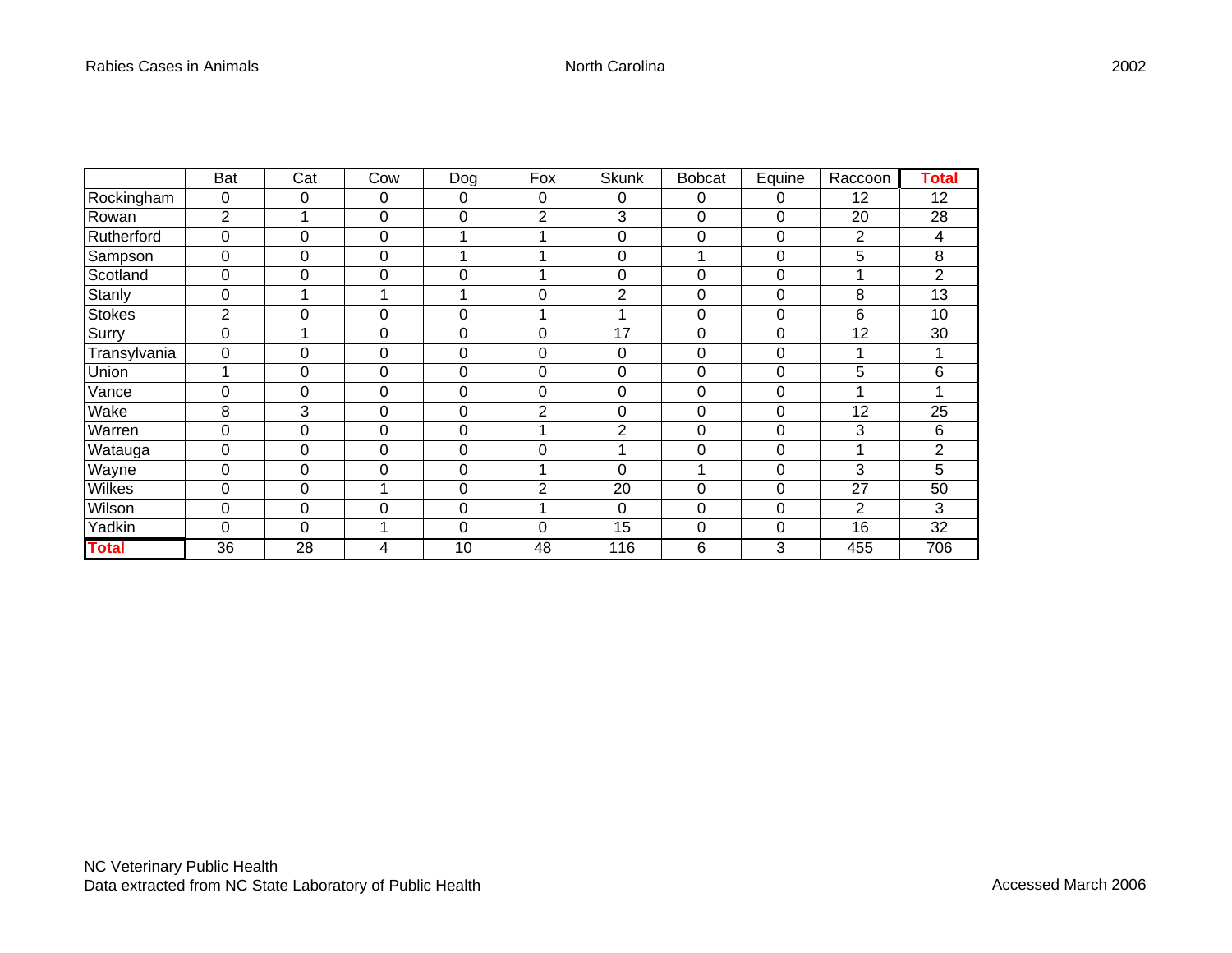Rabies Cases in Animals — North Carolina — 2002

| | Bat | Cat | Cow | Dog | Fox | Skunk | Bobcat | Equine | Raccoon | **Total** |
|---|---|---|---|---|---|---|---|---|---|---|
| Rockingham | 0 | 0 | 0 | 0 | 0 | 0 | 0 | 0 | 12 | 12 |
| Rowan | 2 | 1 | 0 | 0 | 2 | 3 | 0 | 0 | 20 | 28 |
| Rutherford | 0 | 0 | 0 | 1 | 1 | 0 | 0 | 0 | 2 | 4 |
| Sampson | 0 | 0 | 0 | 1 | 1 | 0 | 1 | 0 | 5 | 8 |
| Scotland | 0 | 0 | 0 | 0 | 1 | 0 | 0 | 0 | 1 | 2 |
| Stanly | 0 | 1 | 1 | 1 | 0 | 2 | 0 | 0 | 8 | 13 |
| Stokes | 2 | 0 | 0 | 0 | 1 | 1 | 0 | 0 | 6 | 10 |
| Surry | 0 | 1 | 0 | 0 | 0 | 17 | 0 | 0 | 12 | 30 |
| Transylvania | 0 | 0 | 0 | 0 | 0 | 0 | 0 | 0 | 1 | 1 |
| Union | 1 | 0 | 0 | 0 | 0 | 0 | 0 | 0 | 5 | 6 |
| Vance | 0 | 0 | 0 | 0 | 0 | 0 | 0 | 0 | 1 | 1 |
| Wake | 8 | 3 | 0 | 0 | 2 | 0 | 0 | 0 | 12 | 25 |
| Warren | 0 | 0 | 0 | 0 | 1 | 2 | 0 | 0 | 3 | 6 |
| Watauga | 0 | 0 | 0 | 0 | 0 | 1 | 0 | 0 | 1 | 2 |
| Wayne | 0 | 0 | 0 | 0 | 1 | 0 | 1 | 0 | 3 | 5 |
| Wilkes | 0 | 0 | 1 | 0 | 2 | 20 | 0 | 0 | 27 | 50 |
| Wilson | 0 | 0 | 0 | 0 | 1 | 0 | 0 | 0 | 2 | 3 |
| Yadkin | 0 | 0 | 1 | 0 | 0 | 15 | 0 | 0 | 16 | 32 |
| **Total** | 36 | 28 | 4 | 10 | 48 | 116 | 6 | 3 | 455 | 706 |

NC Veterinary Public Health
Data extracted from NC State Laboratory of Public Health

Accessed March 2006